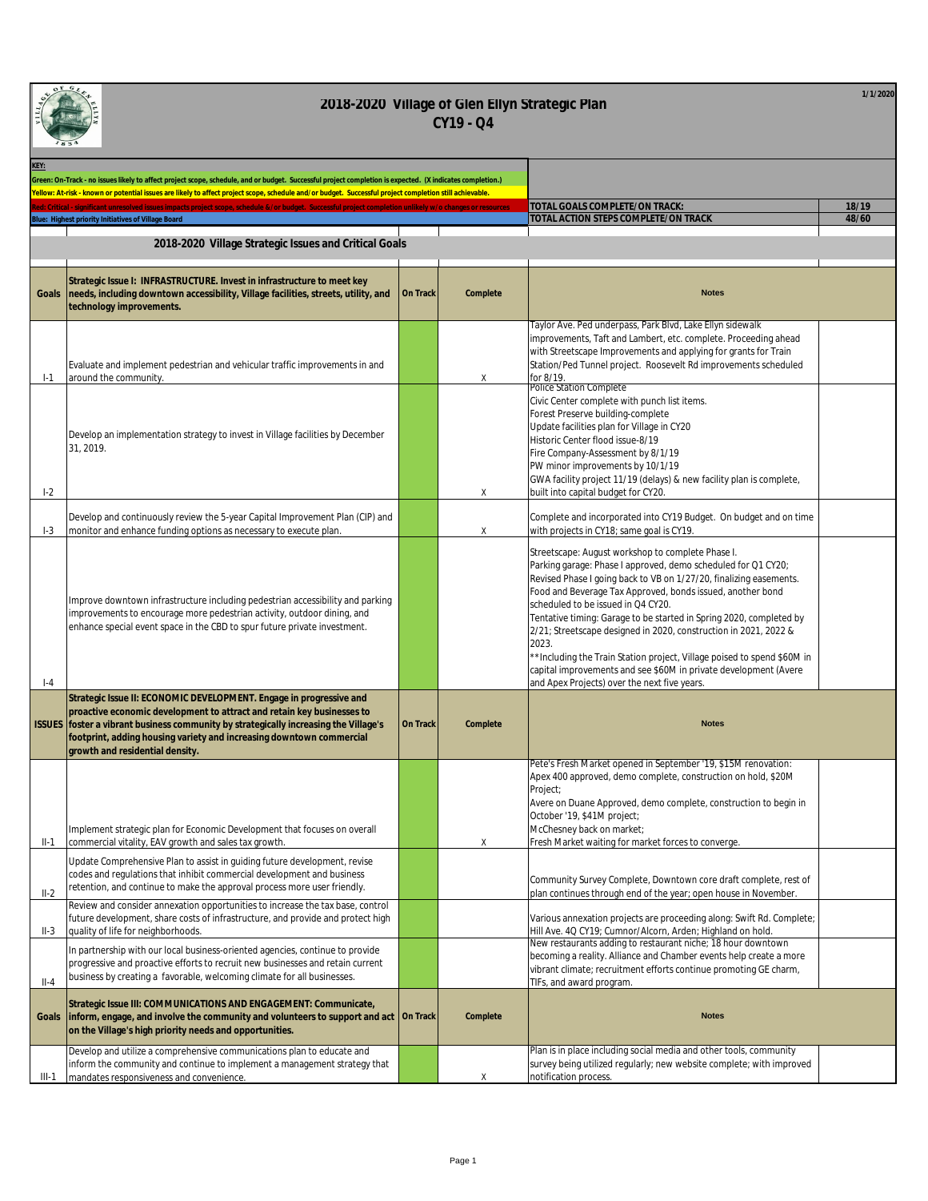# 2018-2020 Village of Glen Ellyn Strategic Plan

## CY19 - Q4

1/1/2020

**KEY:**

Green: On-Track - no issues likely to affect project scope, schedule, and or budget. Successful project completion is expected. (X indicates completion.)

Yellow: At-risk - known or potential issues are likely to affect project scope, schedule and/or budget. Successful project completion still achievable.

Red: Critical - significant unresolved issues impacts project scope, schedule &/or budget. Successful project completion unlikely w/o changes or resources

Blue: Highest priority Initiatives of Village Board

| | |
|---|---|
| **TOTAL GOALS COMPLETE/ON TRACK:** | **18/19** |
| **TOTAL ACTION STEPS COMPLETE/ON TRACK** | **48/60** |

## 2018-2020 Village Strategic Issues and Critical Goals

| Goals | Strategic Issue I: INFRASTRUCTURE. Invest in infrastructure to meet key needs, including downtown accessibility, Village facilities, streets, utility, and technology improvements. | On Track | Complete | Notes |
|---|---|---|---|---|
| I-1 | Evaluate and implement pedestrian and vehicular traffic improvements in and around the community. | | X | Taylor Ave. Ped underpass, Park Blvd, Lake Ellyn sidewalk improvements, Taft and Lambert, etc. complete. Proceeding ahead with Streetscape Improvements and applying for grants for Train Station/Ped Tunnel project. Roosevelt Rd improvements scheduled for 8/19. |
| I-2 | Develop an implementation strategy to invest in Village facilities by December 31, 2019. | | X | Police Station Complete<br>Civic Center complete with punch list items.<br>Forest Preserve building-complete<br>Update facilities plan for Village in CY20<br>Historic Center flood issue-8/19<br>Fire Company-Assessment by 8/1/19<br>PW minor improvements by 10/1/19<br>GWA facility project 11/19 (delays) & new facility plan is complete, built into capital budget for CY20. |
| I-3 | Develop and continuously review the 5-year Capital Improvement Plan (CIP) and monitor and enhance funding options as necessary to execute plan. | | X | Complete and incorporated into CY19 Budget. On budget and on time with projects in CY18; same goal is CY19. |
| I-4 | Improve downtown infrastructure including pedestrian accessibility and parking improvements to encourage more pedestrian activity, outdoor dining, and enhance special event space in the CBD to spur future private investment. | | | Streetscape: August workshop to complete Phase I.<br>Parking garage: Phase I approved, demo scheduled for Q1 CY20; Revised Phase I going back to VB on 1/27/20, finalizing easements.<br>Food and Beverage Tax Approved, bonds issued, another bond scheduled to be issued in Q4 CY20.<br>Tentative timing: Garage to be started in Spring 2020, completed by 2/21; Streetscape designed in 2020, construction in 2021, 2022 & 2023.<br>**Including the Train Station project, Village poised to spend $60M in capital improvements and see $60M in private development (Avere and Apex Projects) over the next five years. |
| **ISSUES** | **Strategic Issue II: ECONOMIC DEVELOPMENT. Engage in progressive and proactive economic development to attract and retain key businesses to foster a vibrant business community by strategically increasing the Village's footprint, adding housing variety and increasing downtown commercial growth and residential density.** | **On Track** | **Complete** | **Notes** |
| II-1 | Implement strategic plan for Economic Development that focuses on overall commercial vitality, EAV growth and sales tax growth. | | X | Pete's Fresh Market opened in September '19, $15M renovation:<br>Apex 400 approved, demo complete, construction on hold, $20M Project;<br>Avere on Duane Approved, demo complete, construction to begin in October '19, $41M project;<br>McChesney back on market;<br>Fresh Market waiting for market forces to converge. |
| II-2 | Update Comprehensive Plan to assist in guiding future development, revise codes and regulations that inhibit commercial development and business retention, and continue to make the approval process more user friendly. | | | Community Survey Complete, Downtown core draft complete, rest of plan continues through end of the year; open house in November. |
| II-3 | Review and consider annexation opportunities to increase the tax base, control future development, share costs of infrastructure, and provide and protect high quality of life for neighborhoods. | | | Various annexation projects are proceeding along: Swift Rd. Complete; Hill Ave. 4Q CY19; Cumnor/Alcorn, Arden; Highland on hold. |
| II-4 | In partnership with our local business-oriented agencies, continue to provide progressive and proactive efforts to recruit new businesses and retain current business by creating a favorable, welcoming climate for all businesses. | | | New restaurants adding to restaurant niche; 18 hour downtown becoming a reality. Alliance and Chamber events help create a more vibrant climate; recruitment efforts continue promoting GE charm, TIFs, and award program. |
| **Goals** | **Strategic Issue III: COMMUNICATIONS AND ENGAGEMENT: Communicate, inform, engage, and involve the community and volunteers to support and act on the Village's high priority needs and opportunities.** | **On Track** | **Complete** | **Notes** |
| III-1 | Develop and utilize a comprehensive communications plan to educate and inform the community and continue to implement a management strategy that mandates responsiveness and convenience. | | X | Plan is in place including social media and other tools, community survey being utilized regularly; new website complete; with improved notification process. |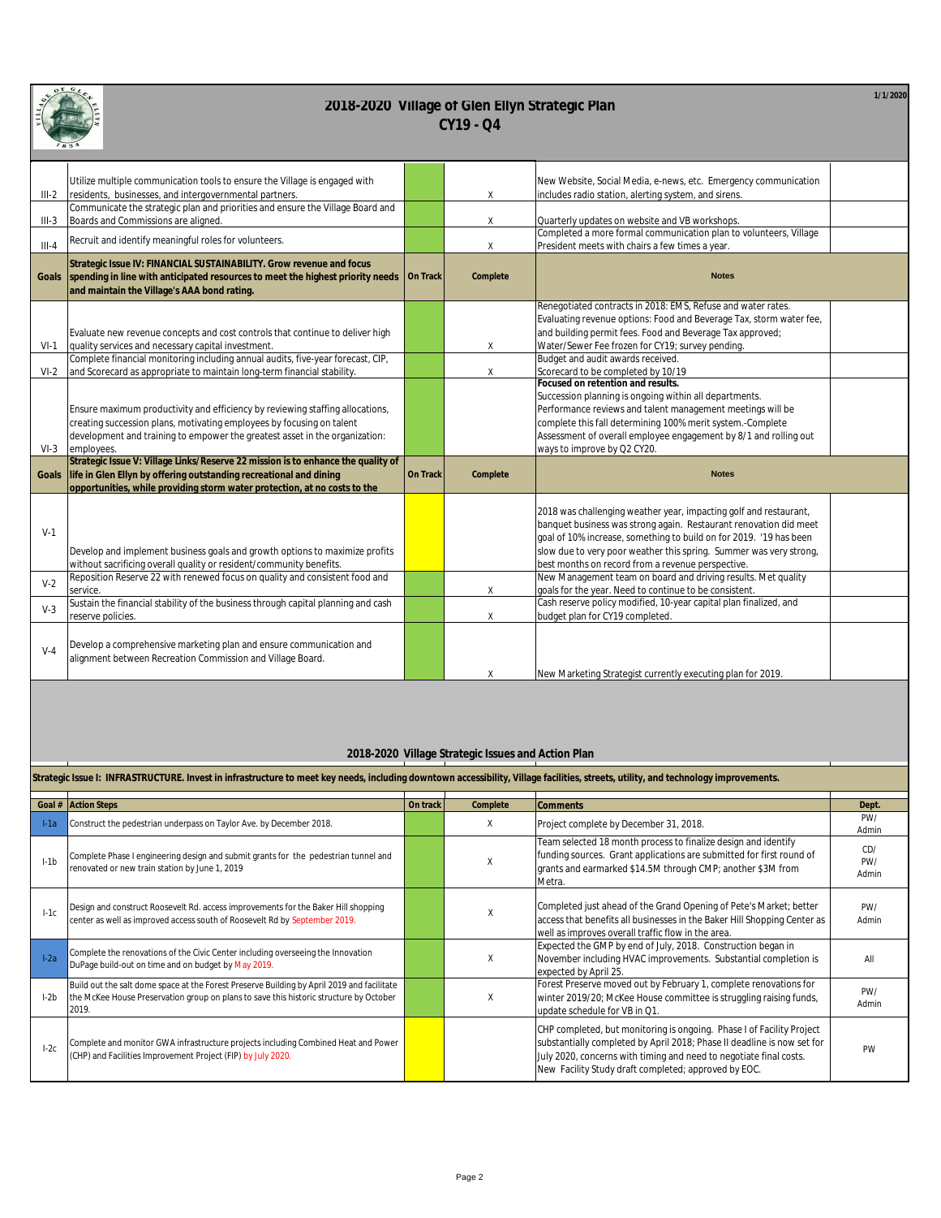# 2018-2020 Village of Glen Ellyn Strategic Plan

## CY19 - Q4

1/1/2020

| | | | | | |
|---|---|---|---|---|---|
| III-2 | Utilize multiple communication tools to ensure the Village is engaged with residents, businesses, and intergovernmental partners. | | X | New Website, Social Media, e-news, etc. Emergency communication includes radio station, alerting system, and sirens. | |
| III-3 | Communicate the strategic plan and priorities and ensure the Village Board and Boards and Commissions are aligned. | | X | Quarterly updates on website and VB workshops. | |
| III-4 | Recruit and identify meaningful roles for volunteers. | | X | Completed a more formal communication plan to volunteers, Village President meets with chairs a few times a year. | |
| **Goals** | **Strategic Issue IV: FINANCIAL SUSTAINABILITY. Grow revenue and focus spending in line with anticipated resources to meet the highest priority needs and maintain the Village's AAA bond rating.** | **On Track** | **Complete** | **Notes** | |
| VI-1 | Evaluate new revenue concepts and cost controls that continue to deliver high quality services and necessary capital investment. | | X | Renegotiated contracts in 2018: EMS, Refuse and water rates. Evaluating revenue options: Food and Beverage Tax, storm water fee, and building permit fees. Food and Beverage Tax approved; Water/Sewer Fee frozen for CY19; survey pending. | |
| VI-2 | Complete financial monitoring including annual audits, five-year forecast, CIP, and Scorecard as appropriate to maintain long-term financial stability. | | X | Budget and audit awards received. Scorecard to be completed by 10/19 | |
| VI-3 | Ensure maximum productivity and efficiency by reviewing staffing allocations, creating succession plans, motivating employees by focusing on talent development and training to empower the greatest asset in the organization: employees. | | | **Focused on retention and results.** Succession planning is ongoing within all departments. Performance reviews and talent management meetings will be complete this fall determining 100% merit system.-Complete Assessment of overall employee engagement by 8/1 and rolling out ways to improve by Q2 CY20. | |
| **Goals** | **Strategic Issue V: Village Links/Reserve 22 mission is to enhance the quality of life in Glen Ellyn by offering outstanding recreational and dining opportunities, while providing storm water protection, at no costs to the** | **On Track** | **Complete** | **Notes** | |
| V-1 | Develop and implement business goals and growth options to maximize profits without sacrificing overall quality or resident/community benefits. | | | 2018 was challenging weather year, impacting golf and restaurant, banquet business was strong again. Restaurant renovation did meet goal of 10% increase, something to build on for 2019. '19 has been slow due to very poor weather this spring. Summer was very strong, best months on record from a revenue perspective. | |
| V-2 | Reposition Reserve 22 with renewed focus on quality and consistent food and service. | | X | New Management team on board and driving results. Met quality goals for the year. Need to continue to be consistent. | |
| V-3 | Sustain the financial stability of the business through capital planning and cash reserve policies. | | X | Cash reserve policy modified, 10-year capital plan finalized, and budget plan for CY19 completed. | |
| V-4 | Develop a comprehensive marketing plan and ensure communication and alignment between Recreation Commission and Village Board. | | X | New Marketing Strategist currently executing plan for 2019. | |

## 2018-2020 Village Strategic Issues and Action Plan

**Strategic Issue I: INFRASTRUCTURE. Invest in infrastructure to meet key needs, including downtown accessibility, Village facilities, streets, utility, and technology improvements.**

| Goal # | Action Steps | On track | Complete | Comments | Dept. |
|---|---|---|---|---|---|
| I-1a | Construct the pedestrian underpass on Taylor Ave. by December 2018. | | X | Project complete by December 31, 2018. | PW/ Admin |
| I-1b | Complete Phase I engineering design and submit grants for the pedestrian tunnel and renovated or new train station by June 1, 2019 | | X | Team selected 18 month process to finalize design and identify funding sources. Grant applications are submitted for first round of grants and earmarked $14.5M through CMP; another $3M from Metra. | CD/ PW/ Admin |
| I-1c | Design and construct Roosevelt Rd. access improvements for the Baker Hill shopping center as well as improved access south of Roosevelt Rd by September 2019. | | X | Completed just ahead of the Grand Opening of Pete's Market; better access that benefits all businesses in the Baker Hill Shopping Center as well as improves overall traffic flow in the area. | PW/ Admin |
| I-2a | Complete the renovations of the Civic Center including overseeing the Innovation DuPage build-out on time and on budget by May 2019. | | X | Expected the GMP by end of July, 2018. Construction began in November including HVAC improvements. Substantial completion is expected by April 25. | All |
| I-2b | Build out the salt dome space at the Forest Preserve Building by April 2019 and facilitate the McKee House Preservation group on plans to save this historic structure by October 2019. | | X | Forest Preserve moved out by February 1, complete renovations for winter 2019/20; McKee House committee is struggling raising funds, update schedule for VB in Q1. | PW/ Admin |
| I-2c | Complete and monitor GWA infrastructure projects including Combined Heat and Power (CHP) and Facilities Improvement Project (FIP) by July 2020. | | | CHP completed, but monitoring is ongoing. Phase I of Facility Project substantially completed by April 2018; Phase II deadline is now set for July 2020, concerns with timing and need to negotiate final costs. New Facility Study draft completed; approved by EOC. | PW |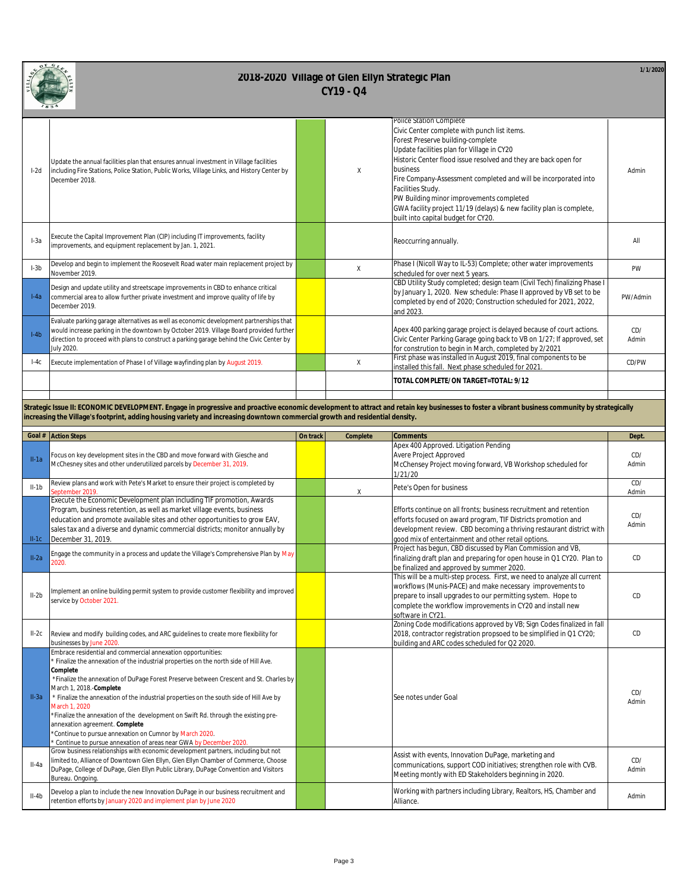# 2018-2020 Village of Glen Ellyn Strategic Plan
## CY19 - Q4

1/1/2020

| | | | | | |
|---|---|---|---|---|---|
| I-2d | Update the annual facilities plan that ensures annual investment in Village facilities including Fire Stations, Police Station, Public Works, Village Links, and History Center by December 2018. | | X | Police Station Complete<br>Civic Center complete with punch list items.<br>Forest Preserve building-complete<br>Update facilities plan for Village in CY20<br>Historic Center flood issue resolved and they are back open for business<br>Fire Company-Assessment completed and will be incorporated into Facilities Study.<br>PW Building minor improvements completed<br>GWA facility project 11/19 (delays) & new facility plan is complete, built into capital budget for CY20. | Admin |
| I-3a | Execute the Capital Improvement Plan (CIP) including IT improvements, facility improvements, and equipment replacement by Jan. 1, 2021. | | | Reoccurring annually. | All |
| I-3b | Develop and begin to implement the Roosevelt Road water main replacement project by November 2019. | | X | Phase I (Nicoll Way to IL-53) Complete; other water improvements scheduled for over next 5 years. | PW |
| I-4a | Design and update utility and streetscape improvements in CBD to enhance critical commercial area to allow further private investment and improve quality of life by December 2019. | | | CBD Utility Study completed; design team (Civil Tech) finalizing Phase I by January 1, 2020. New schedule: Phase II approved by VB set to be completed by end of 2020; Construction scheduled for 2021, 2022, and 2023. | PW/Admin |
| I-4b | Evaluate parking garage alternatives as well as economic development partnerships that would increase parking in the downtown by October 2019. Village Board provided further direction to proceed with plans to construct a parking garage behind the Civic Center by July 2020. | | | Apex 400 parking garage project is delayed because of court actions. Civic Center Parking Garage going back to VB on 1/27; If approved, set for constrution to begin in March, completed by 2/2021 | CD/ Admin |
| I-4c | Execute implementation of Phase I of Village wayfinding plan by August 2019. | | X | First phase was installed in August 2019, final components to be installed this fall. Next phase scheduled for 2021. | CD/PW |
| | | | | **TOTAL COMPLETE/ON TARGET=TOTAL: 9/12** | |

**Strategic Issue II: ECONOMIC DEVELOPMENT. Engage in progressive and proactive economic development to attract and retain key businesses to foster a vibrant business community by strategically increasing the Village's footprint, adding housing variety and increasing downtown commercial growth and residential density.**

| Goal # | Action Steps | On track | Complete | Comments | Dept. |
|---|---|---|---|---|---|
| II-1a | Focus on key development sites in the CBD and move forward with Giesche and McChesney sites and other underutilized parcels by December 31, 2019. | | | Apex 400 Approved. Litigation Pending<br>Avere Project Approved<br>McChensey Project moving forward, VB Workshop scheduled for 1/21/20 | CD/ Admin |
| II-1b | Review plans and work with Pete's Market to ensure their project is completed by September 2019. | | X | Pete's Open for business | CD/ Admin |
| II-1c | Execute the Economic Development plan including TIF promotion, Awards Program, business retention, as well as market village events, business education and promote available sites and other opportunities to grow EAV, sales tax and a diverse and dynamic commercial districts; monitor annually by December 31, 2019. | | | Efforts continue on all fronts; business recruitment and retention efforts focused on award program, TIF Districts promotion and development review. CBD becoming a thriving restaurant district with good mix of entertainment and other retail options. | CD/ Admin |
| II-2a | Engage the community in a process and update the Village's Comprehensive Plan by May 2020. | | | Project has begun, CBD discussed by Plan Commission and VB, finalizing draft plan and preparing for open house in Q1 CY20. Plan to be finalized and approved by summer 2020. | CD |
| II-2b | Implement an online building permit system to provide customer flexibility and improved service by October 2021. | | | This will be a multi-step process. First, we need to analyze all current workflows (Munis-PACE) and make necessary improvements to prepare to insall upgrades to our permitting system. Hope to complete the workflow improvements in CY20 and install new software in CY21. | CD |
| II-2c | Review and modify building codes, and ARC guidelines to create more flexibility for businesses by June 2020. | | | Zoning Code modifications approved by VB; Sign Codes finalized in fall 2018, contractor registration propsoed to be simplified in Q1 CY20; building and ARC codes scheduled for Q2 2020. | CD |
| II-3a | Embrace residential and commercial annexation opportunities:<br>* Finalize the annexation of the industrial properties on the north side of Hill Ave. **Complete**<br>*Finalize the annexation of DuPage Forest Preserve between Crescent and St. Charles by March 1, 2018.-**Complete**<br>* Finalize the annexation of the industrial properties on the south side of Hill Ave by March 1, 2020<br>*Finalize the annexation of the development on Swift Rd. through the existing pre-annexation agreement. **Complete**<br>*Continue to pursue annexation on Cumnor by March 2020.<br>* Continue to pursue annexation of areas near GWA by December 2020. | | | See notes under Goal | CD/ Admin |
| II-4a | Grow business relationships with economic development partners, including but not limited to, Alliance of Downtown Glen Ellyn, Glen Ellyn Chamber of Commerce, Choose DuPage, College of DuPage, Glen Ellyn Public Library, DuPage Convention and Visitors Bureau. Ongoing. | | | Assist with events, Innovation DuPage, marketing and communications, support COD initiatives; strengthen role with CVB. Meeting montly with ED Stakeholders beginning in 2020. | CD/ Admin |
| II-4b | Develop a plan to include the new Innovation DuPage in our business recruitment and retention efforts by January 2020 and implement plan by June 2020 | | | Working with partners including Library, Realtors, HS, Chamber and Alliance. | Admin |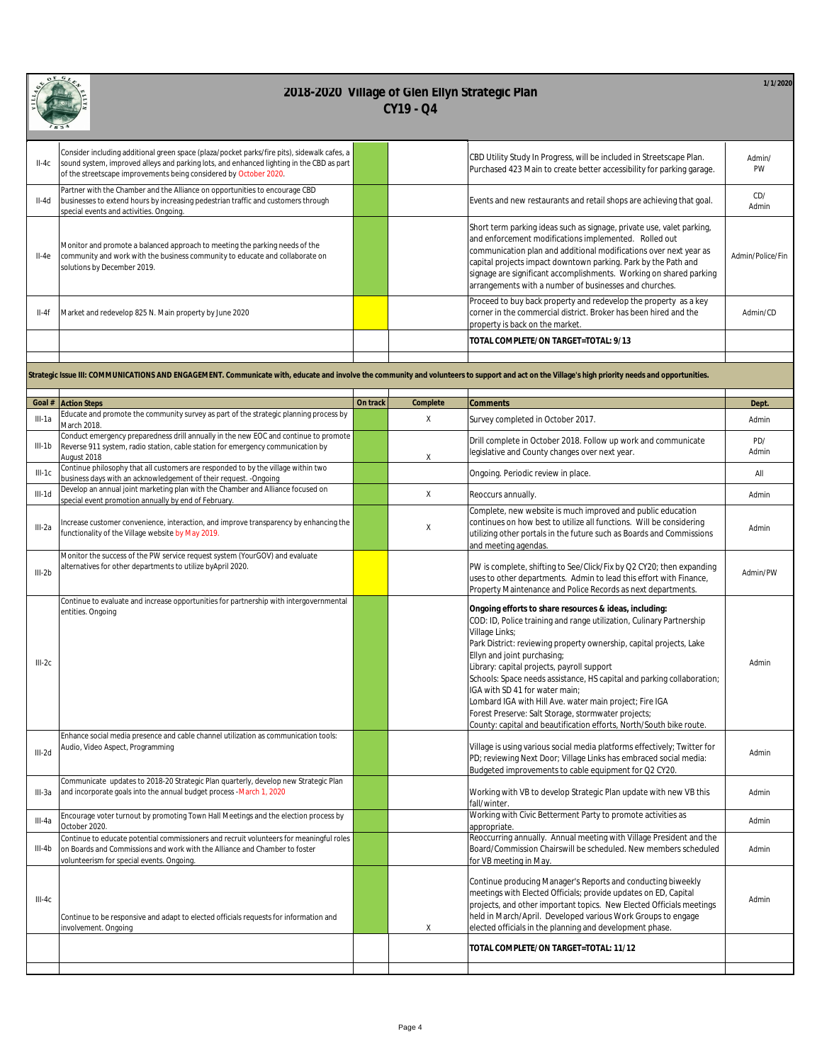# 2018-2020 Village of Glen Ellyn Strategic Plan

## CY19 - Q4

1/1/2020

| Goal # | Action Steps | On track | Complete | Comments | Dept. |
|---|---|---|---|---|---|
| II-4c | Consider including additional green space (plaza/pocket parks/fire pits), sidewalk cafes, a sound system, improved alleys and parking lots, and enhanced lighting in the CBD as part of the streetscape improvements being considered by October 2020. | | | CBD Utility Study In Progress, will be included in Streetscape Plan. Purchased 423 Main to create better accessibility for parking garage. | Admin/ PW |
| II-4d | Partner with the Chamber and the Alliance on opportunities to encourage CBD businesses to extend hours by increasing pedestrian traffic and customers through special events and activities. Ongoing. | | | Events and new restaurants and retail shops are achieving that goal. | CD/ Admin |
| II-4e | Monitor and promote a balanced approach to meeting the parking needs of the community and work with the business community to educate and collaborate on solutions by December 2019. | | | Short term parking ideas such as signage, private use, valet parking, and enforcement modifications implemented. Rolled out communication plan and additional modifications over next year as capital projects impact downtown parking. Park by the Path and signage are significant accomplishments. Working on shared parking arrangements with a number of businesses and churches. | Admin/Police/Fin |
| II-4f | Market and redevelop 825 N. Main property by June 2020 | | | Proceed to buy back property and redevelop the property as a key corner in the commercial district. Broker has been hired and the property is back on the market. | Admin/CD |
| | | | | **TOTAL COMPLETE/ON TARGET=TOTAL: 9/13** | |

**Strategic Issue III: COMMUNICATIONS AND ENGAGEMENT. Communicate with, educate and involve the community and volunteers to support and act on the Village's high priority needs and opportunities.**

| Goal # | Action Steps | On track | Complete | Comments | Dept. |
|---|---|---|---|---|---|
| III-1a | Educate and promote the community survey as part of the strategic planning process by March 2018. | | X | Survey completed in October 2017. | Admin |
| III-1b | Conduct emergency preparedness drill annually in the new EOC and continue to promote Reverse 911 system, radio station, cable station for emergency communication by August 2018 | | X | Drill complete in October 2018. Follow up work and communicate legislative and County changes over next year. | PD/ Admin |
| III-1c | Continue philosophy that all customers are responded to by the village within two business days with an acknowledgement of their request. -Ongoing | | | Ongoing. Periodic review in place. | All |
| III-1d | Develop an annual joint marketing plan with the Chamber and Alliance focused on special event promotion annually by end of February. | | X | Reoccurs annually. | Admin |
| III-2a | Increase customer convenience, interaction, and improve transparency by enhancing the functionality of the Village website by May 2019. | | X | Complete, new website is much improved and public education continues on how best to utilize all functions. Will be considering utilizing other portals in the future such as Boards and Commissions and meeting agendas. | Admin |
| III-2b | Monitor the success of the PW service request system (YourGOV) and evaluate alternatives for other departments to utilize byApril 2020. | | | PW is complete, shifting to See/Click/Fix by Q2 CY20; then expanding uses to other departments. Admin to lead this effort with Finance, Property Maintenance and Police Records as next departments. | Admin/PW |
| III-2c | Continue to evaluate and increase opportunities for partnership with intergovernmental entities. Ongoing | | | **Ongoing efforts to share resources & ideas, including:** COD: ID, Police training and range utilization, Culinary Partnership Village Links; Park District: reviewing property ownership, capital projects, Lake Ellyn and joint purchasing; Library: capital projects, payroll support Schools: Space needs assistance, HS capital and parking collaboration; IGA with SD 41 for water main; Lombard IGA with Hill Ave. water main project; Fire IGA Forest Preserve: Salt Storage, stormwater projects; County: capital and beautification efforts, North/South bike route. | Admin |
| III-2d | Enhance social media presence and cable channel utilization as communication tools: Audio, Video Aspect, Programming | | | Village is using various social media platforms effectively; Twitter for PD; reviewing Next Door; Village Links has embraced social media; Budgeted improvements to cable equipment for Q2 CY20. | Admin |
| III-3a | Communicate updates to 2018-20 Strategic Plan quarterly, develop new Strategic Plan and incorporate goals into the annual budget process -March 1, 2020 | | | Working with VB to develop Strategic Plan update with new VB this fall/winter. | Admin |
| III-4a | Encourage voter turnout by promoting Town Hall Meetings and the election process by October 2020. | | | Working with Civic Betterment Party to promote activities as appropriate. | Admin |
| III-4b | Continue to educate potential commissioners and recruit volunteers for meaningful roles on Boards and Commissions and work with the Alliance and Chamber to foster volunteerism for special events. Ongoing. | | | Reoccurring annually. Annual meeting with Village President and the Board/Commission Chairswill be scheduled. New members scheduled for VB meeting in May. | Admin |
| III-4c | Continue to be responsive and adapt to elected officials requests for information and involvement. Ongoing | | X | Continue producing Manager's Reports and conducting biweekly meetings with Elected Officials; provide updates on ED, Capital projects, and other important topics. New Elected Officials meetings held in March/April. Developed various Work Groups to engage elected officials in the planning and development phase. | Admin |
| | | | | **TOTAL COMPLETE/ON TARGET=TOTAL: 11/12** | |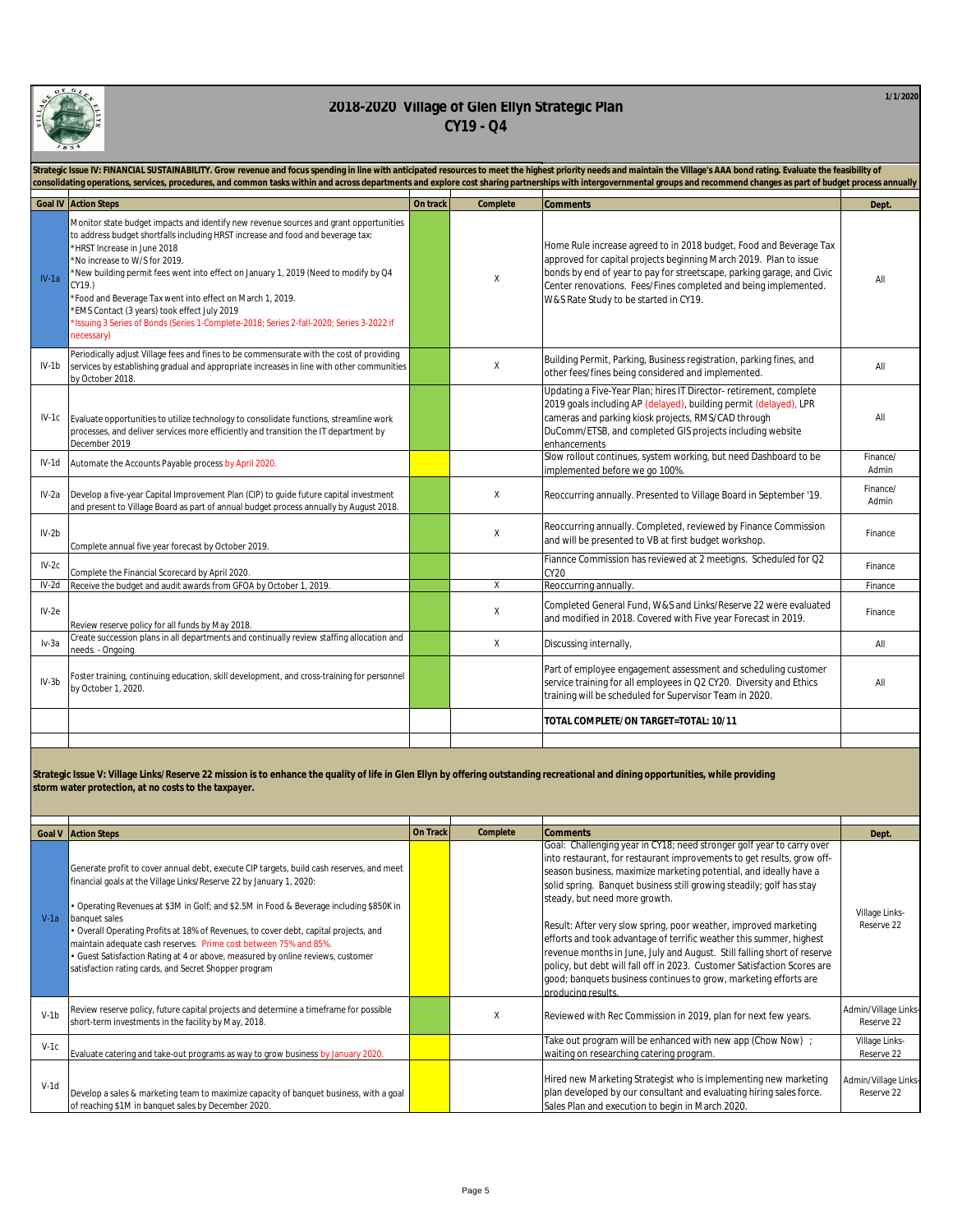# 2018-2020 Village of Glen Ellyn Strategic Plan

## CY19 - Q4

1/1/2020

**Strategic Issue IV: FINANCIAL SUSTAINABILITY. Grow revenue and focus spending in line with anticipated resources to meet the highest priority needs and maintain the Village's AAA bond rating. Evaluate the feasibility of consolidating operations, services, procedures, and common tasks within and across departments and explore cost sharing partnerships with intergovernmental groups and recommend changes as part of budget process annually**

| Goal IV | Action Steps | On track | Complete | Comments | Dept. |
|---|---|---|---|---|---|
| IV-1a | Monitor state budget impacts and identify new revenue sources and grant opportunities to address budget shortfalls including HRST increase and food and beverage tax:<br>*HRST Increase in June 2018<br>*No increase to W/S for 2019.<br>*New building permit fees went into effect on January 1, 2019 (Need to modify by Q4 CY19.)<br>*Food and Beverage Tax went into effect on March 1, 2019.<br>*EMS Contact (3 years) took effect July 2019<br>*Issuing 3 Series of Bonds (Series 1-Complete-2018; Series 2-fall-2020; Series 3-2022 if necessary) | | X | Home Rule increase agreed to in 2018 budget, Food and Beverage Tax approved for capital projects beginning March 2019. Plan to issue bonds by end of year to pay for streetscape, parking garage, and Civic Center renovations. Fees/Fines completed and being implemented. W&S Rate Study to be started in CY19. | All |
| IV-1b | Periodically adjust Village fees and fines to be commensurate with the cost of providing services by establishing gradual and appropriate increases in line with other communities by October 2018. | | X | Building Permit, Parking, Business registration, parking fines, and other fees/fines being considered and implemented. | All |
| IV-1c | Evaluate opportunities to utilize technology to consolidate functions, streamline work processes, and deliver services more efficiently and transition the IT department by December 2019 | | | Updating a Five-Year Plan; hires IT Director- retirement, complete 2019 goals including AP (delayed), building permit (delayed), LPR cameras and parking kiosk projects, RMS/CAD through DuComm/ETSB, and completed GIS projects including website enhancements | All |
| IV-1d | Automate the Accounts Payable process by April 2020. | | | Slow rollout continues, system working, but need Dashboard to be implemented before we go 100%. | Finance/ Admin |
| IV-2a | Develop a five-year Capital Improvement Plan (CIP) to guide future capital investment and present to Village Board as part of annual budget process annually by August 2018. | | X | Reoccurring annually. Presented to Village Board in September '19. | Finance/ Admin |
| IV-2b | Complete annual five year forecast by October 2019. | | X | Reoccurring annually. Completed, reviewed by Finance Commission and will be presented to VB at first budget workshop. | Finance |
| IV-2c | Complete the Financial Scorecard by April 2020. | | | Fiannce Commission has reviewed at 2 meetigns. Scheduled for Q2 CY20 | Finance |
| IV-2d | Receive the budget and audit awards from GFOA by October 1, 2019. | | X | Reoccurring annually. | Finance |
| IV-2e | Review reserve policy for all funds by May 2018. | | X | Completed General Fund, W&S and Links/Reserve 22 were evaluated and modified in 2018. Covered with Five year Forecast in 2019. | Finance |
| Iv-3a | Create succession plans in all departments and continually review staffing allocation and needs. - Ongoing | | X | Discussing internally. | All |
| IV-3b | Foster training, continuing education, skill development, and cross-training for personnel by October 1, 2020. | | | Part of employee engagement assessment and scheduling customer service training for all employees in Q2 CY20. Diversity and Ethics training will be scheduled for Supervisor Team in 2020. | All |
| | | | | **TOTAL COMPLETE/ON TARGET=TOTAL: 10/11** | |

**Strategic Issue V: Village Links/Reserve 22 mission is to enhance the quality of life in Glen Ellyn by offering outstanding recreational and dining opportunities, while providing storm water protection, at no costs to the taxpayer.**

| Goal V | Action Steps | On Track | Complete | Comments | Dept. |
|---|---|---|---|---|---|
| V-1a | Generate profit to cover annual debt, execute CIP targets, build cash reserves, and meet financial goals at the Village Links/Reserve 22 by January 1, 2020:<br>• Operating Revenues at $3M in Golf; and $2.5M in Food & Beverage including $850K in banquet sales<br>• Overall Operating Profits at 18% of Revenues, to cover debt, capital projects, and maintain adequate cash reserves. Prime cost between 75% and 85%.<br>• Guest Satisfaction Rating at 4 or above, measured by online reviews, customer satisfaction rating cards, and Secret Shopper program | | | Goal: Challenging year in CY18; need stronger golf year to carry over into restaurant, for restaurant improvements to get results, grow off-season business, maximize marketing potential, and ideally have a solid spring. Banquet business still growing steadily; golf has stay steady, but need more growth.<br><br>Result: After very slow spring, poor weather, improved marketing efforts and took advantage of terrific weather this summer, highest revenue months in June, July and August. Still falling short of reserve policy, but debt will fall off in 2023. Customer Satisfaction Scores are good; banquets business continues to grow, marketing efforts are producing results. | Village Links-Reserve 22 |
| V-1b | Review reserve policy, future capital projects and determine a timeframe for possible short-term investments in the facility by May, 2018. | | X | Reviewed with Rec Commission in 2019, plan for next few years. | Admin/Village Links-Reserve 22 |
| V-1c | Evaluate catering and take-out programs as way to grow business by January 2020. | | | Take out program will be enhanced with new app (Chow Now) ; waiting on researching catering program. | Village Links-Reserve 22 |
| V-1d | Develop a sales & marketing team to maximize capacity of banquet business, with a goal of reaching $1M in banquet sales by December 2020. | | | Hired new Marketing Strategist who is implementing new marketing plan developed by our consultant and evaluating hiring sales force. Sales Plan and execution to begin in March 2020. | Admin/Village Links-Reserve 22 |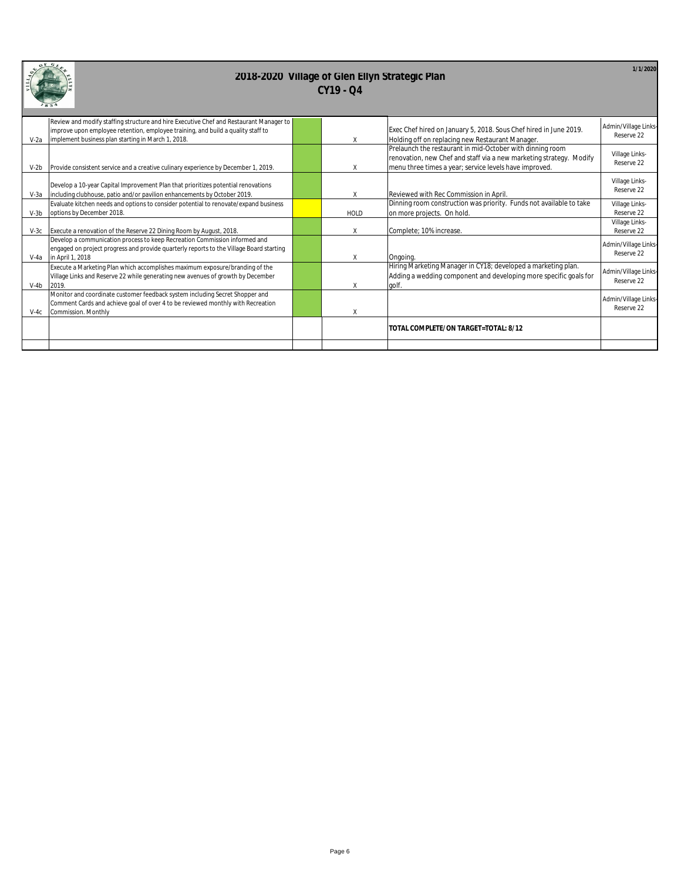# 2018-2020 Village of Glen Ellyn Strategic Plan

## CY19 - Q4

1/1/2020

| | | | | | |
|---|---|---|---|---|---|
| V-2a | Review and modify staffing structure and hire Executive Chef and Restaurant Manager to improve upon employee retention, employee training, and build a quality staff to implement business plan starting in March 1, 2018. | | X | Exec Chef hired on January 5, 2018. Sous Chef hired in June 2019. Holding off on replacing new Restaurant Manager. | Admin/Village Links-Reserve 22 |
| V-2b | Provide consistent service and a creative culinary experience by December 1, 2019. | | X | Prelaunch the restaurant in mid-October with dinning room renovation, new Chef and staff via a new marketing strategy. Modify menu three times a year; service levels have improved. | Village Links-Reserve 22 |
| V-3a | Develop a 10-year Capital Improvement Plan that prioritizes potential renovations including clubhouse, patio and/or pavilion enhancements by October 2019. | | X | Reviewed with Rec Commission in April. | Village Links-Reserve 22 |
| V-3b | Evaluate kitchen needs and options to consider potential to renovate/expand business options by December 2018. | | HOLD | Dinning room construction was priority. Funds not available to take on more projects. On hold. | Village Links-Reserve 22 |
| V-3c | Execute a renovation of the Reserve 22 Dining Room by August, 2018. | | X | Complete; 10% increase. | Village Links-Reserve 22 |
| V-4a | Develop a communication process to keep Recreation Commission informed and engaged on project progress and provide quarterly reports to the Village Board starting in April 1, 2018 | | X | Ongoing. | Admin/Village Links-Reserve 22 |
| V-4b | Execute a Marketing Plan which accomplishes maximum exposure/branding of the Village Links and Reserve 22 while generating new avenues of growth by December 2019. | | X | Hiring Marketing Manager in CY18; developed a marketing plan. Adding a wedding component and developing more specific goals for golf. | Admin/Village Links-Reserve 22 |
| V-4c | Monitor and coordinate customer feedback system including Secret Shopper and Comment Cards and achieve goal of over 4 to be reviewed monthly with Recreation Commission. Monthly | | X | | Admin/Village Links-Reserve 22 |
| | | | | **TOTAL COMPLETE/ON TARGET=TOTAL: 8/12** | |
| | | | | | |